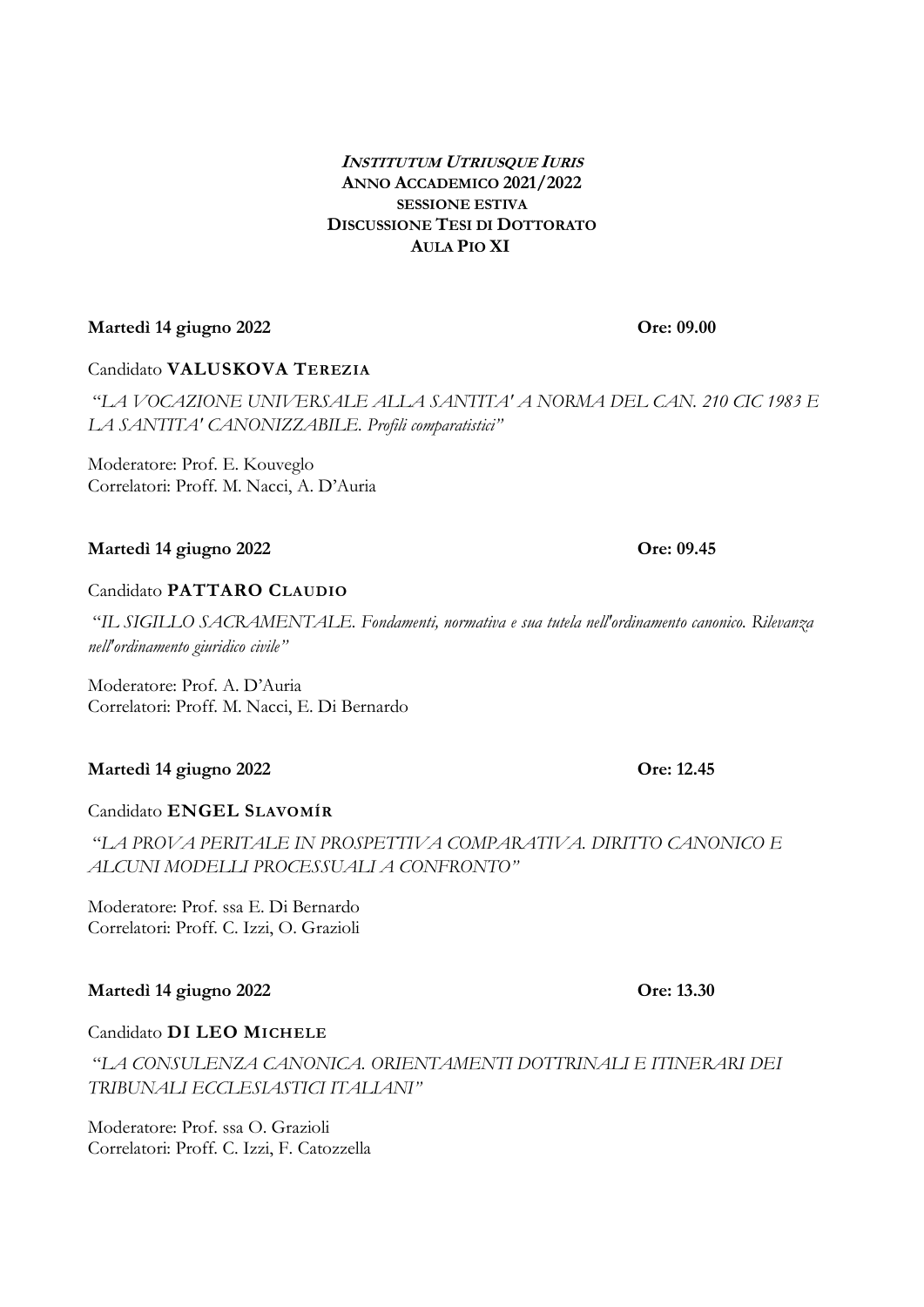***Institutum Utriusque Iuris***
**Anno Accademico 2021/2022**
**sessione estiva**
**Discussione Tesi di Dottorato**
**Aula Pio XI**

**Martedì 14 giugno 2022** **Ore: 09.00**

Candidato **VALUSKOVA TEREZIA**

*"LA VOCAZIONE UNIVERSALE ALLA SANTITA' A NORMA DEL CAN. 210 CIC 1983 E LA SANTITA' CANONIZZABILE. Profili comparatistici"*

Moderatore: Prof. E. Kouveglo
Correlatori: Proff. M. Nacci, A. D'Auria

**Martedì 14 giugno 2022** **Ore: 09.45**

Candidato **PATTARO CLAUDIO**

*"IL SIGILLO SACRAMENTALE. Fondamenti, normativa e sua tutela nell'ordinamento canonico. Rilevanza nell'ordinamento giuridico civile"*

Moderatore: Prof. A. D'Auria
Correlatori: Proff. M. Nacci, E. Di Bernardo

**Martedì 14 giugno 2022** **Ore: 12.45**

Candidato **ENGEL SLAVOMÍR**

*"LA PROVA PERITALE IN PROSPETTIVA COMPARATIVA. DIRITTO CANONICO E ALCUNI MODELLI PROCESSUALI A CONFRONTO"*

Moderatore: Prof. ssa E. Di Bernardo
Correlatori: Proff. C. Izzi, O. Grazioli

**Martedì 14 giugno 2022** **Ore: 13.30**

Candidato **DI LEO MICHELE**

*"LA CONSULENZA CANONICA. ORIENTAMENTI DOTTRINALI E ITINERARI DEI TRIBUNALI ECCLESIASTICI ITALIANI"*

Moderatore: Prof. ssa O. Grazioli
Correlatori: Proff. C. Izzi, F. Catozzella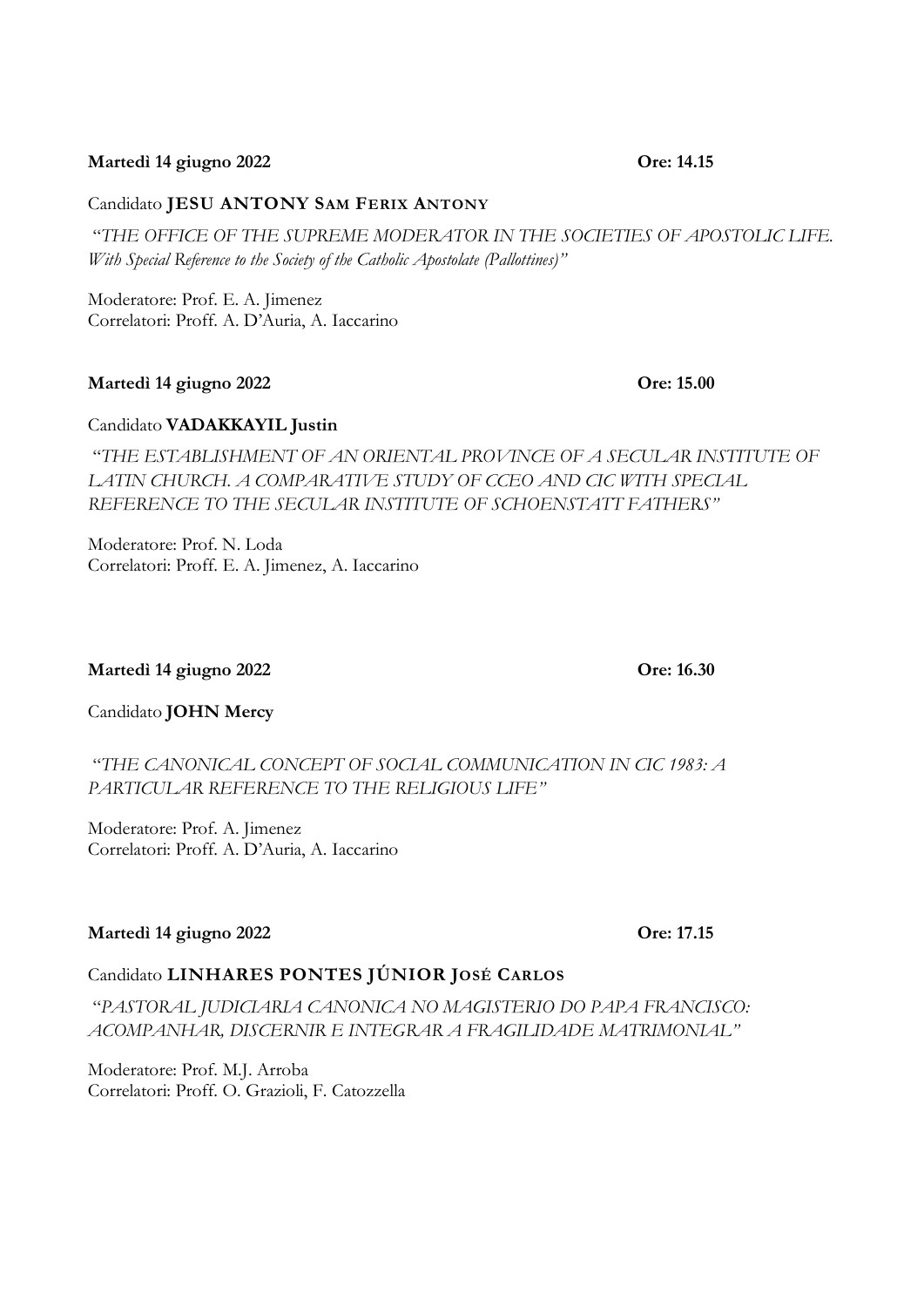**Martedì 14 giugno 2022** **Ore: 14.15**

Candidato **JESU ANTONY SAM FERIX ANTONY**

*"THE OFFICE OF THE SUPREME MODERATOR IN THE SOCIETIES OF APOSTOLIC LIFE. With Special Reference to the Society of the Catholic Apostolate (Pallottines)"*

Moderatore: Prof. E. A. Jimenez
Correlatori: Proff. A. D'Auria, A. Iaccarino

**Martedì 14 giugno 2022** **Ore: 15.00**

Candidato **VADAKKAYIL Justin**

*"THE ESTABLISHMENT OF AN ORIENTAL PROVINCE OF A SECULAR INSTITUTE OF LATIN CHURCH. A COMPARATIVE STUDY OF CCEO AND CIC WITH SPECIAL REFERENCE TO THE SECULAR INSTITUTE OF SCHOENSTATT FATHERS"*

Moderatore: Prof. N. Loda
Correlatori: Proff. E. A. Jimenez, A. Iaccarino

**Martedì 14 giugno 2022** **Ore: 16.30**

Candidato **JOHN Mercy**

*"THE CANONICAL CONCEPT OF SOCIAL COMMUNICATION IN CIC 1983: A PARTICULAR REFERENCE TO THE RELIGIOUS LIFE"*

Moderatore: Prof. A. Jimenez
Correlatori: Proff. A. D'Auria, A. Iaccarino

**Martedì 14 giugno 2022** **Ore: 17.15**

Candidato **LINHARES PONTES JÚNIOR JOSÉ CARLOS**

*"PASTORAL JUDICIARIA CANONICA NO MAGISTERIO DO PAPA FRANCISCO: ACOMPANHAR, DISCERNIR E INTEGRAR A FRAGILIDADE MATRIMONIAL"*

Moderatore: Prof. M.J. Arroba
Correlatori: Proff. O. Grazioli, F. Catozzella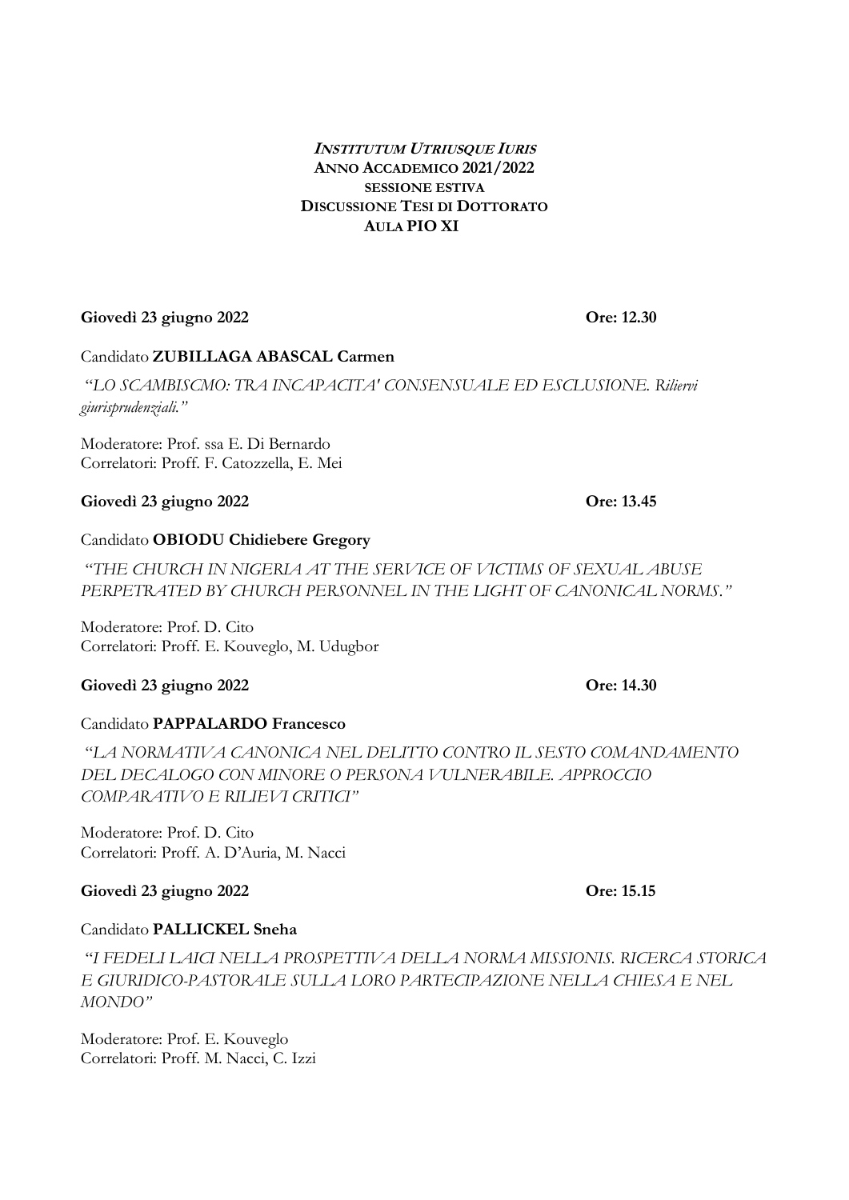***INSTITUTUM UTRIUSQUE IURIS***
**ANNO ACCADEMICO 2021/2022**
**SESSIONE ESTIVA**
**DISCUSSIONE TESI DI DOTTORATO**
**AULA PIO XI**

**Giovedì 23 giugno 2022** **Ore: 12.30**

Candidato **ZUBILLAGA ABASCAL Carmen**

*"LO SCAMBISCMO: TRA INCAPACITA' CONSENSUALE ED ESCLUSIONE. Rilievi giurisprudenziali."*

Moderatore: Prof. ssa E. Di Bernardo
Correlatori: Proff. F. Catozzella, E. Mei

**Giovedì 23 giugno 2022** **Ore: 13.45**

Candidato **OBIODU Chidiebere Gregory**

*"THE CHURCH IN NIGERIA AT THE SERVICE OF VICTIMS OF SEXUAL ABUSE PERPETRATED BY CHURCH PERSONNEL IN THE LIGHT OF CANONICAL NORMS."*

Moderatore: Prof. D. Cito
Correlatori: Proff. E. Kouveglo, M. Udugbor

**Giovedì 23 giugno 2022** **Ore: 14.30**

Candidato **PAPPALARDO Francesco**

*"LA NORMATIVA CANONICA NEL DELITTO CONTRO IL SESTO COMANDAMENTO DEL DECALOGO CON MINORE O PERSONA VULNERABILE. APPROCCIO COMPARATIVO E RILIEVI CRITICI"*

Moderatore: Prof. D. Cito
Correlatori: Proff. A. D'Auria, M. Nacci

**Giovedì 23 giugno 2022** **Ore: 15.15**

Candidato **PALLICKEL Sneha**

*"I FEDELI LAICI NELLA PROSPETTIVA DELLA NORMA MISSIONIS. RICERCA STORICA E GIURIDICO-PASTORALE SULLA LORO PARTECIPAZIONE NELLA CHIESA E NEL MONDO"*

Moderatore: Prof. E. Kouveglo
Correlatori: Proff. M. Nacci, C. Izzi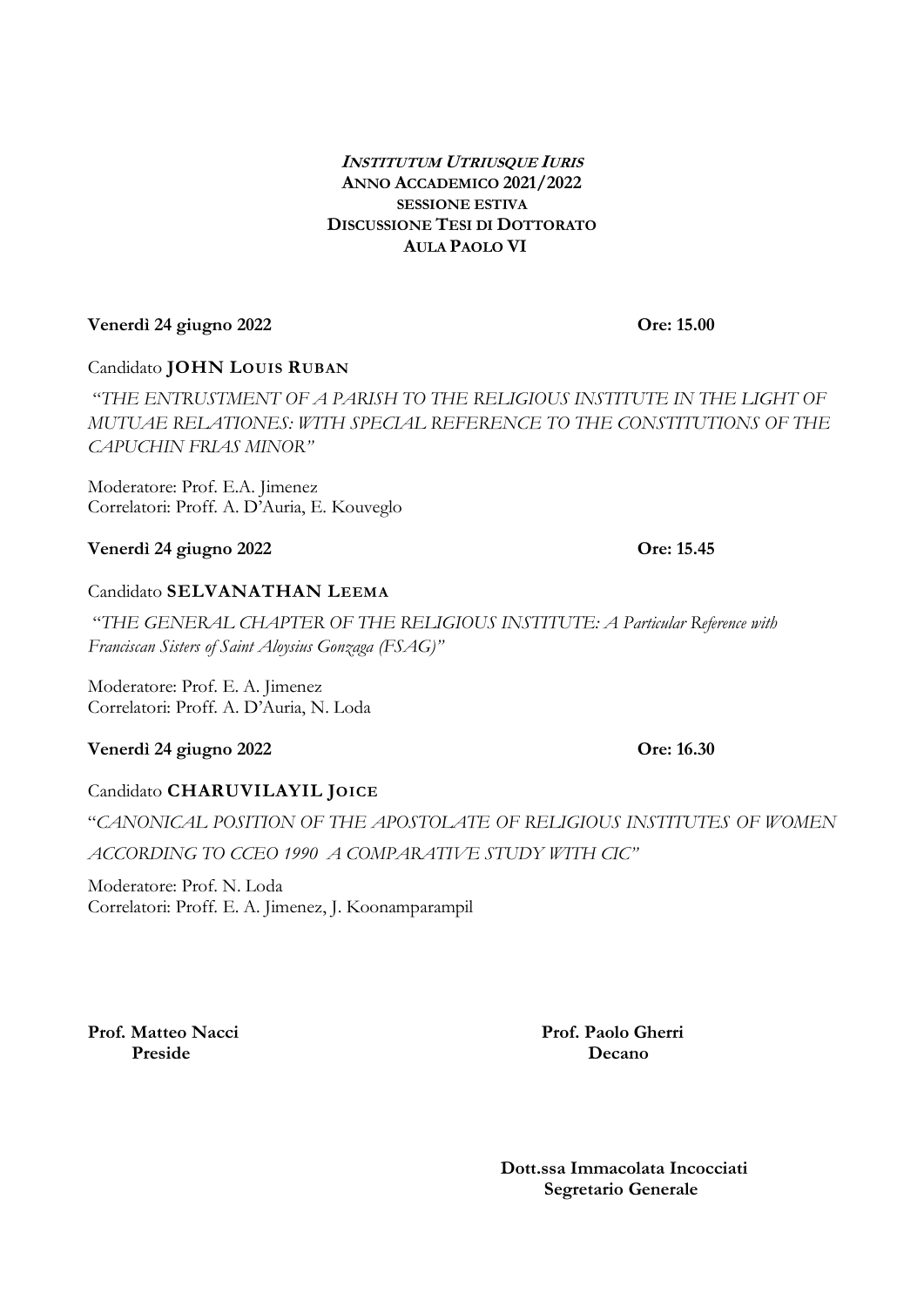***INSTITUTUM UTRIUSQUE IURIS***
**ANNO ACCADEMICO 2021/2022**
**SESSIONE ESTIVA**
**DISCUSSIONE TESI DI DOTTORATO**
**AULA PAOLO VI**

**Venerdì 24 giugno 2022** **Ore: 15.00**

Candidato **JOHN LOUIS RUBAN**

*"THE ENTRUSTMENT OF A PARISH TO THE RELIGIOUS INSTITUTE IN THE LIGHT OF MUTUAE RELATIONES: WITH SPECIAL REFERENCE TO THE CONSTITUTIONS OF THE CAPUCHIN FRIAS MINOR"*

Moderatore: Prof. E.A. Jimenez
Correlatori: Proff. A. D'Auria, E. Kouveglo

**Venerdì 24 giugno 2022** **Ore: 15.45**

Candidato **SELVANATHAN LEEMA**

*"THE GENERAL CHAPTER OF THE RELIGIOUS INSTITUTE: A Particular Reference with Franciscan Sisters of Saint Aloysius Gonzaga (FSAG)"*

Moderatore: Prof. E. A. Jimenez
Correlatori: Proff. A. D'Auria, N. Loda

**Venerdì 24 giugno 2022** **Ore: 16.30**

Candidato **CHARUVILAYIL JOICE**

"*CANONICAL POSITION OF THE APOSTOLATE OF RELIGIOUS INSTITUTES OF WOMEN ACCORDING TO CCEO 1990 A COMPARATIVE STUDY WITH CIC"*

Moderatore: Prof. N. Loda
Correlatori: Proff. E. A. Jimenez, J. Koonamparampil

**Prof. Matteo Nacci**
**Preside**

**Prof. Paolo Gherri**
**Decano**

**Dott.ssa Immacolata Incocciati**
**Segretario Generale**